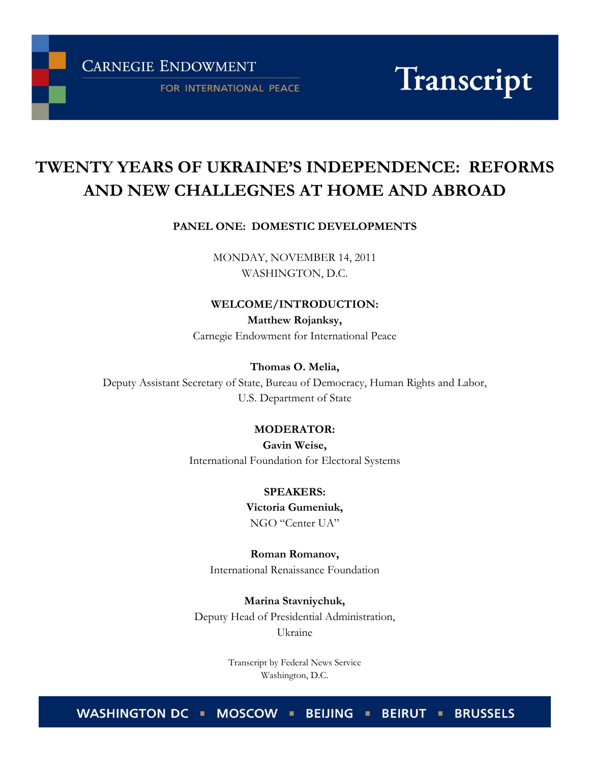CARNEGIE ENDOWMENT FOR INTERNATIONAL PEACE

Transcript

# TWENTY YEARS OF UKRAINE'S INDEPENDENCE: REFORMS AND NEW CHALLEGNES AT HOME AND ABROAD

**PANEL ONE: DOMESTIC DEVELOPMENTS**

MONDAY, NOVEMBER 14, 2011
WASHINGTON, D.C.

**WELCOME/INTRODUCTION:**

**Matthew Rojanksy,**
Carnegie Endowment for International Peace

**Thomas O. Melia,**
Deputy Assistant Secretary of State, Bureau of Democracy, Human Rights and Labor, U.S. Department of State

**MODERATOR:**

**Gavin Weise,**
International Foundation for Electoral Systems

**SPEAKERS:**

**Victoria Gumeniuk,**
NGO "Center UA"

**Roman Romanov,**
International Renaissance Foundation

**Marina Stavniychuk,**
Deputy Head of Presidential Administration, Ukraine

Transcript by Federal News Service
Washington, D.C.

WASHINGTON DC ▪ MOSCOW ▪ BEIJING ▪ BEIRUT ▪ BRUSSELS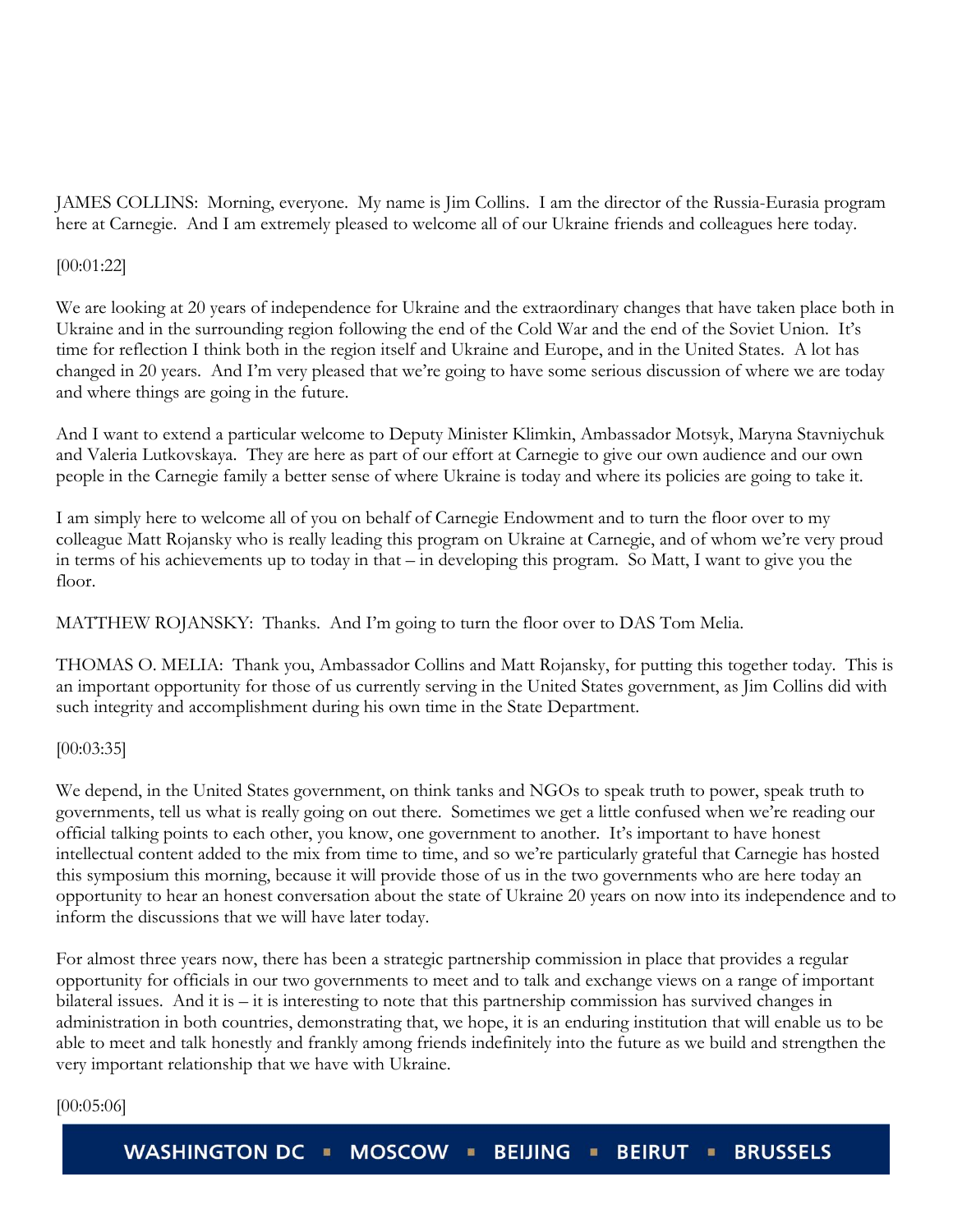JAMES COLLINS: Morning, everyone. My name is Jim Collins. I am the director of the Russia-Eurasia program here at Carnegie. And I am extremely pleased to welcome all of our Ukraine friends and colleagues here today.

[00:01:22]

We are looking at 20 years of independence for Ukraine and the extraordinary changes that have taken place both in Ukraine and in the surrounding region following the end of the Cold War and the end of the Soviet Union. It's time for reflection I think both in the region itself and Ukraine and Europe, and in the United States. A lot has changed in 20 years. And I'm very pleased that we're going to have some serious discussion of where we are today and where things are going in the future.

And I want to extend a particular welcome to Deputy Minister Klimkin, Ambassador Motsyk, Maryna Stavniychuk and Valeria Lutkovskaya. They are here as part of our effort at Carnegie to give our own audience and our own people in the Carnegie family a better sense of where Ukraine is today and where its policies are going to take it.

I am simply here to welcome all of you on behalf of Carnegie Endowment and to turn the floor over to my colleague Matt Rojansky who is really leading this program on Ukraine at Carnegie, and of whom we're very proud in terms of his achievements up to today in that – in developing this program. So Matt, I want to give you the floor.

MATTHEW ROJANSKY: Thanks. And I'm going to turn the floor over to DAS Tom Melia.

THOMAS O. MELIA: Thank you, Ambassador Collins and Matt Rojansky, for putting this together today. This is an important opportunity for those of us currently serving in the United States government, as Jim Collins did with such integrity and accomplishment during his own time in the State Department.

[00:03:35]

We depend, in the United States government, on think tanks and NGOs to speak truth to power, speak truth to governments, tell us what is really going on out there. Sometimes we get a little confused when we're reading our official talking points to each other, you know, one government to another. It's important to have honest intellectual content added to the mix from time to time, and so we're particularly grateful that Carnegie has hosted this symposium this morning, because it will provide those of us in the two governments who are here today an opportunity to hear an honest conversation about the state of Ukraine 20 years on now into its independence and to inform the discussions that we will have later today.

For almost three years now, there has been a strategic partnership commission in place that provides a regular opportunity for officials in our two governments to meet and to talk and exchange views on a range of important bilateral issues. And it is – it is interesting to note that this partnership commission has survived changes in administration in both countries, demonstrating that, we hope, it is an enduring institution that will enable us to be able to meet and talk honestly and frankly among friends indefinitely into the future as we build and strengthen the very important relationship that we have with Ukraine.

[00:05:06]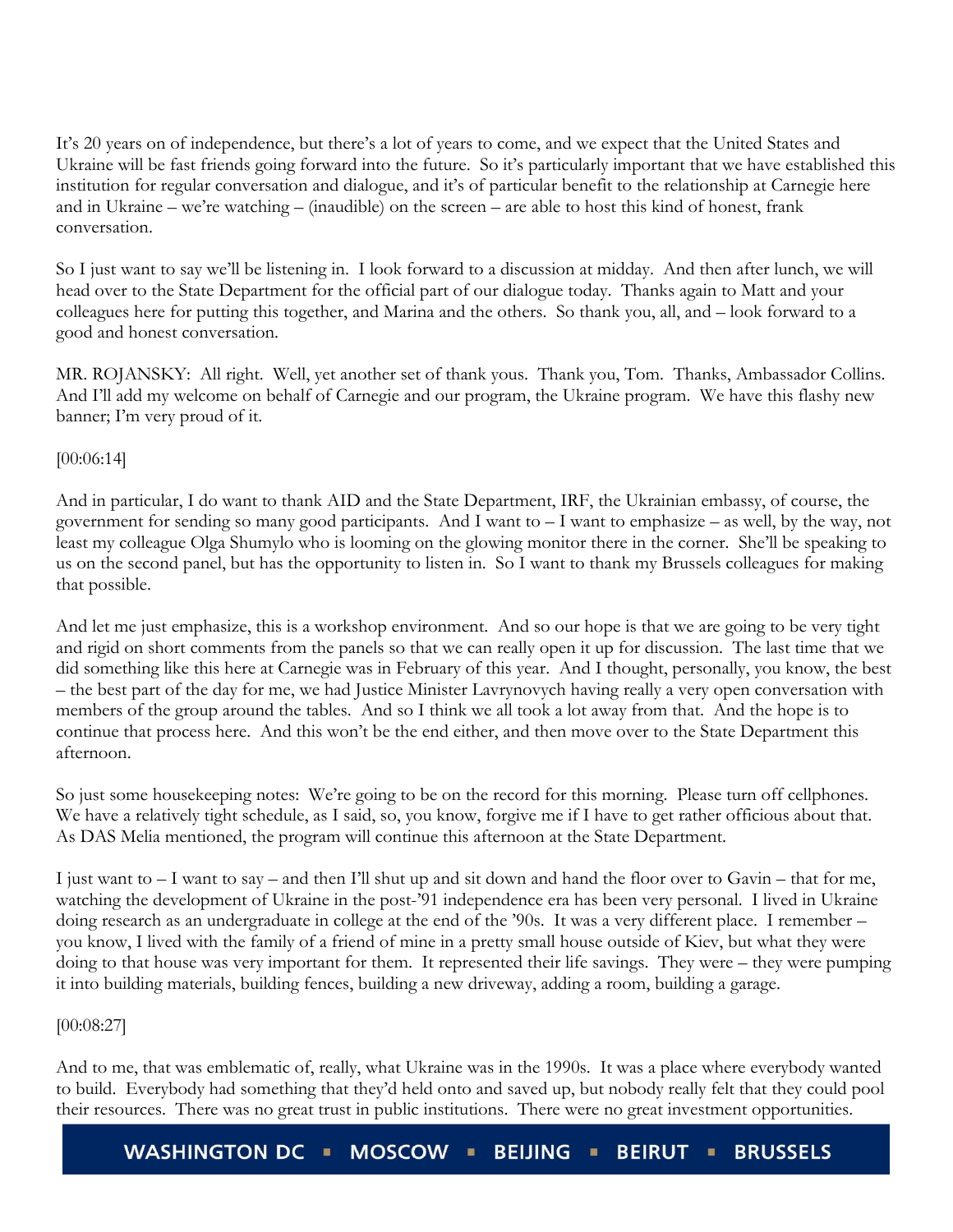It's 20 years on of independence, but there's a lot of years to come, and we expect that the United States and Ukraine will be fast friends going forward into the future. So it's particularly important that we have established this institution for regular conversation and dialogue, and it's of particular benefit to the relationship at Carnegie here and in Ukraine – we're watching – (inaudible) on the screen – are able to host this kind of honest, frank conversation.

So I just want to say we'll be listening in. I look forward to a discussion at midday. And then after lunch, we will head over to the State Department for the official part of our dialogue today. Thanks again to Matt and your colleagues here for putting this together, and Marina and the others. So thank you, all, and – look forward to a good and honest conversation.

MR. ROJANSKY: All right. Well, yet another set of thank yous. Thank you, Tom. Thanks, Ambassador Collins. And I'll add my welcome on behalf of Carnegie and our program, the Ukraine program. We have this flashy new banner; I'm very proud of it.

[00:06:14]

And in particular, I do want to thank AID and the State Department, IRF, the Ukrainian embassy, of course, the government for sending so many good participants. And I want to – I want to emphasize – as well, by the way, not least my colleague Olga Shumylo who is looming on the glowing monitor there in the corner. She'll be speaking to us on the second panel, but has the opportunity to listen in. So I want to thank my Brussels colleagues for making that possible.

And let me just emphasize, this is a workshop environment. And so our hope is that we are going to be very tight and rigid on short comments from the panels so that we can really open it up for discussion. The last time that we did something like this here at Carnegie was in February of this year. And I thought, personally, you know, the best – the best part of the day for me, we had Justice Minister Lavrynovych having really a very open conversation with members of the group around the tables. And so I think we all took a lot away from that. And the hope is to continue that process here. And this won't be the end either, and then move over to the State Department this afternoon.

So just some housekeeping notes: We're going to be on the record for this morning. Please turn off cellphones. We have a relatively tight schedule, as I said, so, you know, forgive me if I have to get rather officious about that. As DAS Melia mentioned, the program will continue this afternoon at the State Department.

I just want to – I want to say – and then I'll shut up and sit down and hand the floor over to Gavin – that for me, watching the development of Ukraine in the post-'91 independence era has been very personal. I lived in Ukraine doing research as an undergraduate in college at the end of the '90s. It was a very different place. I remember – you know, I lived with the family of a friend of mine in a pretty small house outside of Kiev, but what they were doing to that house was very important for them. It represented their life savings. They were – they were pumping it into building materials, building fences, building a new driveway, adding a room, building a garage.

[00:08:27]

And to me, that was emblematic of, really, what Ukraine was in the 1990s. It was a place where everybody wanted to build. Everybody had something that they'd held onto and saved up, but nobody really felt that they could pool their resources. There was no great trust in public institutions. There were no great investment opportunities.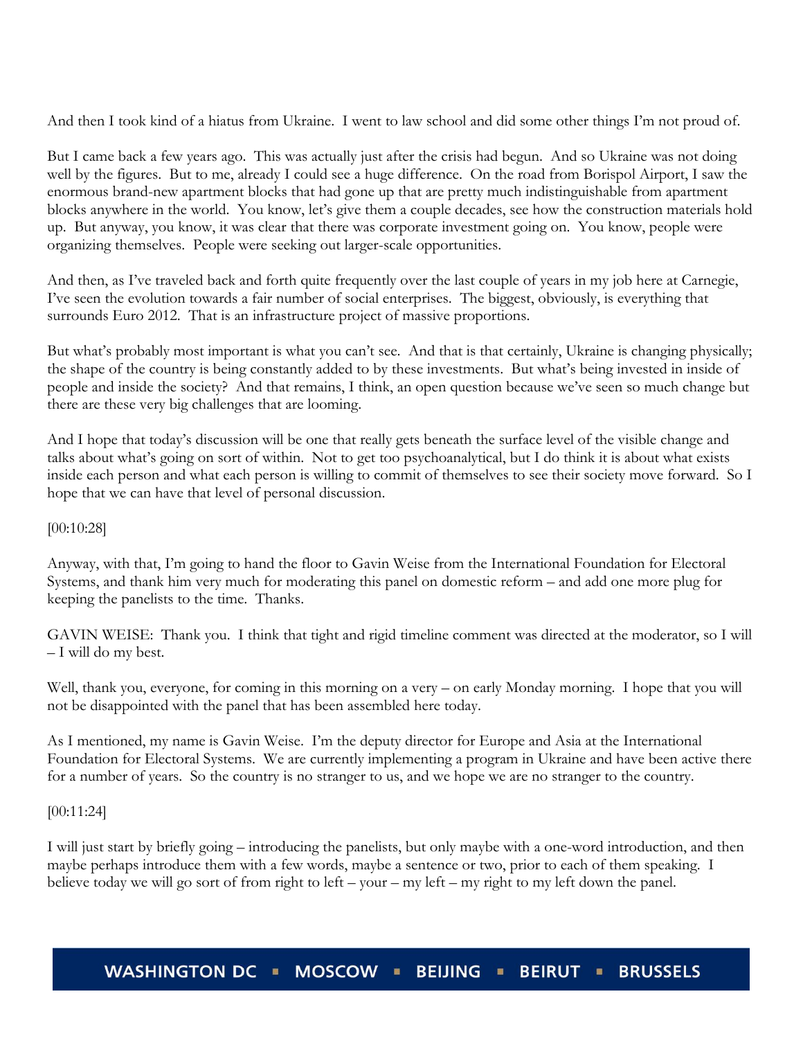And then I took kind of a hiatus from Ukraine. I went to law school and did some other things I'm not proud of.

But I came back a few years ago. This was actually just after the crisis had begun. And so Ukraine was not doing well by the figures. But to me, already I could see a huge difference. On the road from Borispol Airport, I saw the enormous brand-new apartment blocks that had gone up that are pretty much indistinguishable from apartment blocks anywhere in the world. You know, let's give them a couple decades, see how the construction materials hold up. But anyway, you know, it was clear that there was corporate investment going on. You know, people were organizing themselves. People were seeking out larger-scale opportunities.

And then, as I've traveled back and forth quite frequently over the last couple of years in my job here at Carnegie, I've seen the evolution towards a fair number of social enterprises. The biggest, obviously, is everything that surrounds Euro 2012. That is an infrastructure project of massive proportions.

But what's probably most important is what you can't see. And that is that certainly, Ukraine is changing physically; the shape of the country is being constantly added to by these investments. But what's being invested in inside of people and inside the society? And that remains, I think, an open question because we've seen so much change but there are these very big challenges that are looming.

And I hope that today's discussion will be one that really gets beneath the surface level of the visible change and talks about what's going on sort of within. Not to get too psychoanalytical, but I do think it is about what exists inside each person and what each person is willing to commit of themselves to see their society move forward. So I hope that we can have that level of personal discussion.

[00:10:28]

Anyway, with that, I'm going to hand the floor to Gavin Weise from the International Foundation for Electoral Systems, and thank him very much for moderating this panel on domestic reform – and add one more plug for keeping the panelists to the time. Thanks.

GAVIN WEISE: Thank you. I think that tight and rigid timeline comment was directed at the moderator, so I will – I will do my best.

Well, thank you, everyone, for coming in this morning on a very – on early Monday morning. I hope that you will not be disappointed with the panel that has been assembled here today.

As I mentioned, my name is Gavin Weise. I'm the deputy director for Europe and Asia at the International Foundation for Electoral Systems. We are currently implementing a program in Ukraine and have been active there for a number of years. So the country is no stranger to us, and we hope we are no stranger to the country.

[00:11:24]

I will just start by briefly going – introducing the panelists, but only maybe with a one-word introduction, and then maybe perhaps introduce them with a few words, maybe a sentence or two, prior to each of them speaking. I believe today we will go sort of from right to left – your – my left – my right to my left down the panel.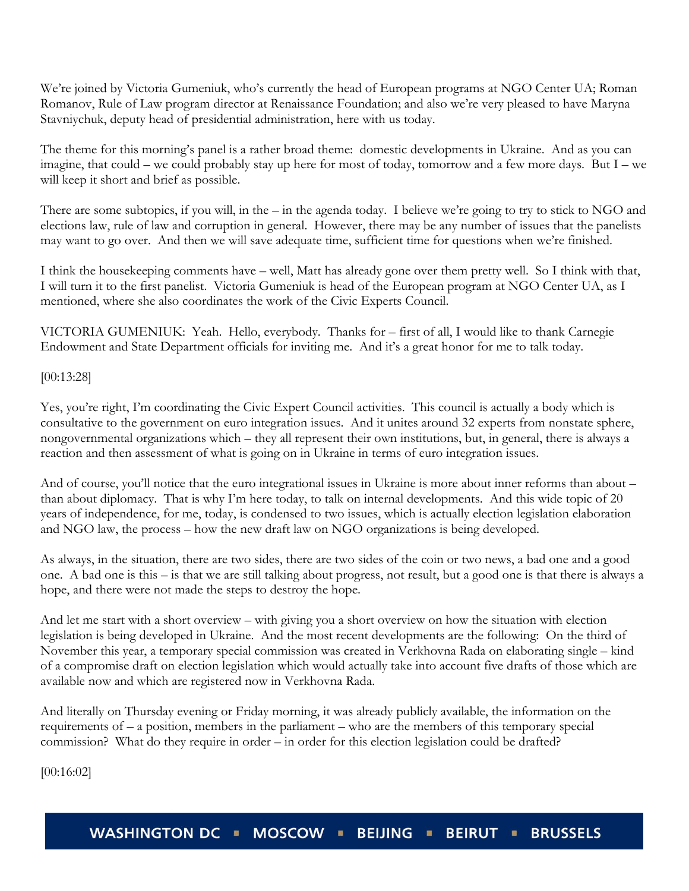We're joined by Victoria Gumeniuk, who's currently the head of European programs at NGO Center UA; Roman Romanov, Rule of Law program director at Renaissance Foundation; and also we're very pleased to have Maryna Stavniychuk, deputy head of presidential administration, here with us today.

The theme for this morning's panel is a rather broad theme: domestic developments in Ukraine. And as you can imagine, that could – we could probably stay up here for most of today, tomorrow and a few more days. But I – we will keep it short and brief as possible.

There are some subtopics, if you will, in the – in the agenda today. I believe we're going to try to stick to NGO and elections law, rule of law and corruption in general. However, there may be any number of issues that the panelists may want to go over. And then we will save adequate time, sufficient time for questions when we're finished.

I think the housekeeping comments have – well, Matt has already gone over them pretty well. So I think with that, I will turn it to the first panelist. Victoria Gumeniuk is head of the European program at NGO Center UA, as I mentioned, where she also coordinates the work of the Civic Experts Council.

VICTORIA GUMENIUK: Yeah. Hello, everybody. Thanks for – first of all, I would like to thank Carnegie Endowment and State Department officials for inviting me. And it's a great honor for me to talk today.

[00:13:28]

Yes, you're right, I'm coordinating the Civic Expert Council activities. This council is actually a body which is consultative to the government on euro integration issues. And it unites around 32 experts from nonstate sphere, nongovernmental organizations which – they all represent their own institutions, but, in general, there is always a reaction and then assessment of what is going on in Ukraine in terms of euro integration issues.

And of course, you'll notice that the euro integrational issues in Ukraine is more about inner reforms than about – than about diplomacy. That is why I'm here today, to talk on internal developments. And this wide topic of 20 years of independence, for me, today, is condensed to two issues, which is actually election legislation elaboration and NGO law, the process – how the new draft law on NGO organizations is being developed.

As always, in the situation, there are two sides, there are two sides of the coin or two news, a bad one and a good one. A bad one is this – is that we are still talking about progress, not result, but a good one is that there is always a hope, and there were not made the steps to destroy the hope.

And let me start with a short overview – with giving you a short overview on how the situation with election legislation is being developed in Ukraine. And the most recent developments are the following: On the third of November this year, a temporary special commission was created in Verkhovna Rada on elaborating single – kind of a compromise draft on election legislation which would actually take into account five drafts of those which are available now and which are registered now in Verkhovna Rada.

And literally on Thursday evening or Friday morning, it was already publicly available, the information on the requirements of – a position, members in the parliament – who are the members of this temporary special commission? What do they require in order – in order for this election legislation could be drafted?

[00:16:02]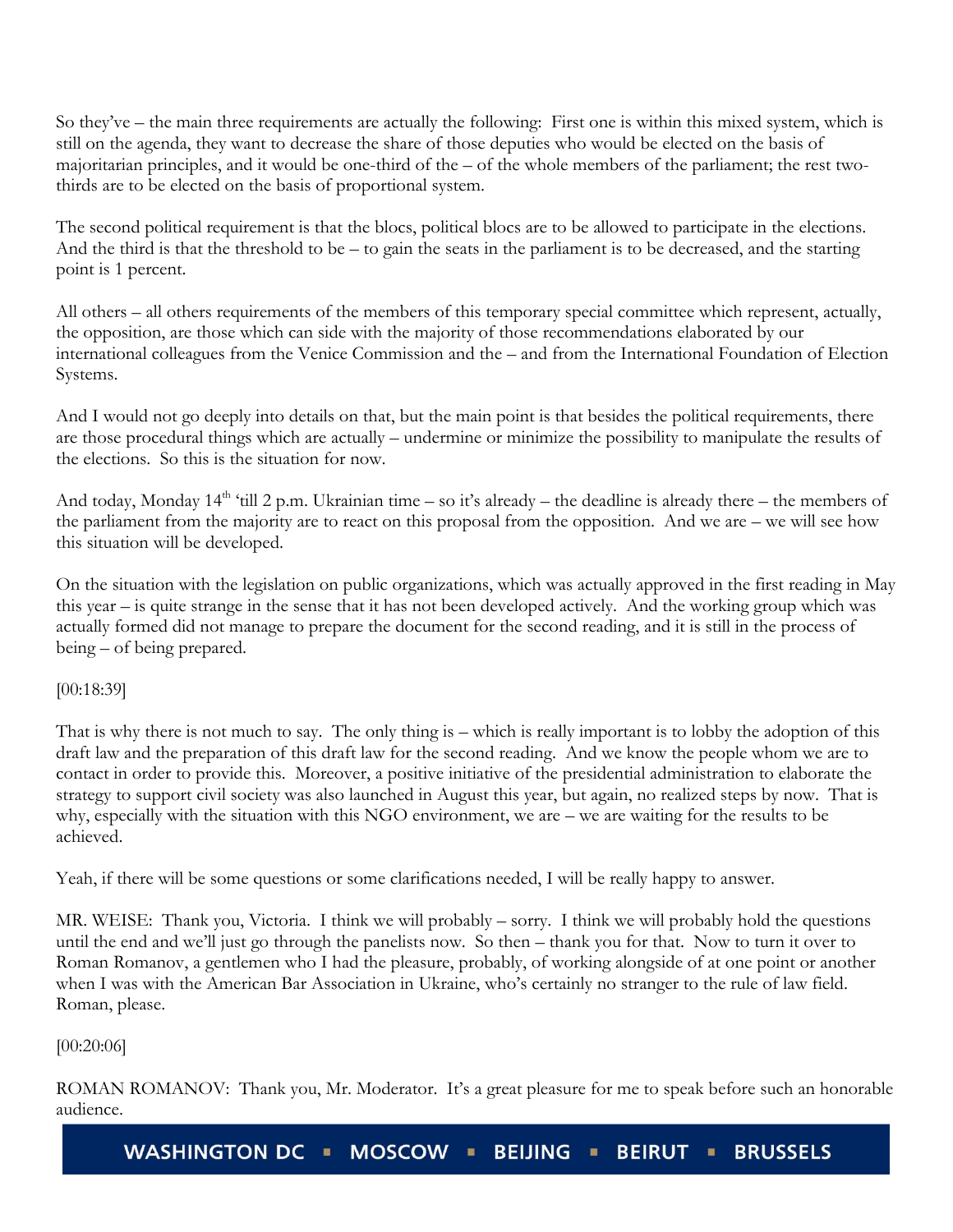So they've – the main three requirements are actually the following: First one is within this mixed system, which is still on the agenda, they want to decrease the share of those deputies who would be elected on the basis of majoritarian principles, and it would be one-third of the – of the whole members of the parliament; the rest two-thirds are to be elected on the basis of proportional system.

The second political requirement is that the blocs, political blocs are to be allowed to participate in the elections. And the third is that the threshold to be – to gain the seats in the parliament is to be decreased, and the starting point is 1 percent.

All others – all others requirements of the members of this temporary special committee which represent, actually, the opposition, are those which can side with the majority of those recommendations elaborated by our international colleagues from the Venice Commission and the – and from the International Foundation of Election Systems.

And I would not go deeply into details on that, but the main point is that besides the political requirements, there are those procedural things which are actually – undermine or minimize the possibility to manipulate the results of the elections. So this is the situation for now.

And today, Monday 14th 'till 2 p.m. Ukrainian time – so it's already – the deadline is already there – the members of the parliament from the majority are to react on this proposal from the opposition. And we are – we will see how this situation will be developed.

On the situation with the legislation on public organizations, which was actually approved in the first reading in May this year – is quite strange in the sense that it has not been developed actively. And the working group which was actually formed did not manage to prepare the document for the second reading, and it is still in the process of being – of being prepared.

[00:18:39]

That is why there is not much to say. The only thing is – which is really important is to lobby the adoption of this draft law and the preparation of this draft law for the second reading. And we know the people whom we are to contact in order to provide this. Moreover, a positive initiative of the presidential administration to elaborate the strategy to support civil society was also launched in August this year, but again, no realized steps by now. That is why, especially with the situation with this NGO environment, we are – we are waiting for the results to be achieved.

Yeah, if there will be some questions or some clarifications needed, I will be really happy to answer.

MR. WEISE: Thank you, Victoria. I think we will probably – sorry. I think we will probably hold the questions until the end and we'll just go through the panelists now. So then – thank you for that. Now to turn it over to Roman Romanov, a gentlemen who I had the pleasure, probably, of working alongside of at one point or another when I was with the American Bar Association in Ukraine, who's certainly no stranger to the rule of law field. Roman, please.

[00:20:06]

ROMAN ROMANOV: Thank you, Mr. Moderator. It's a great pleasure for me to speak before such an honorable audience.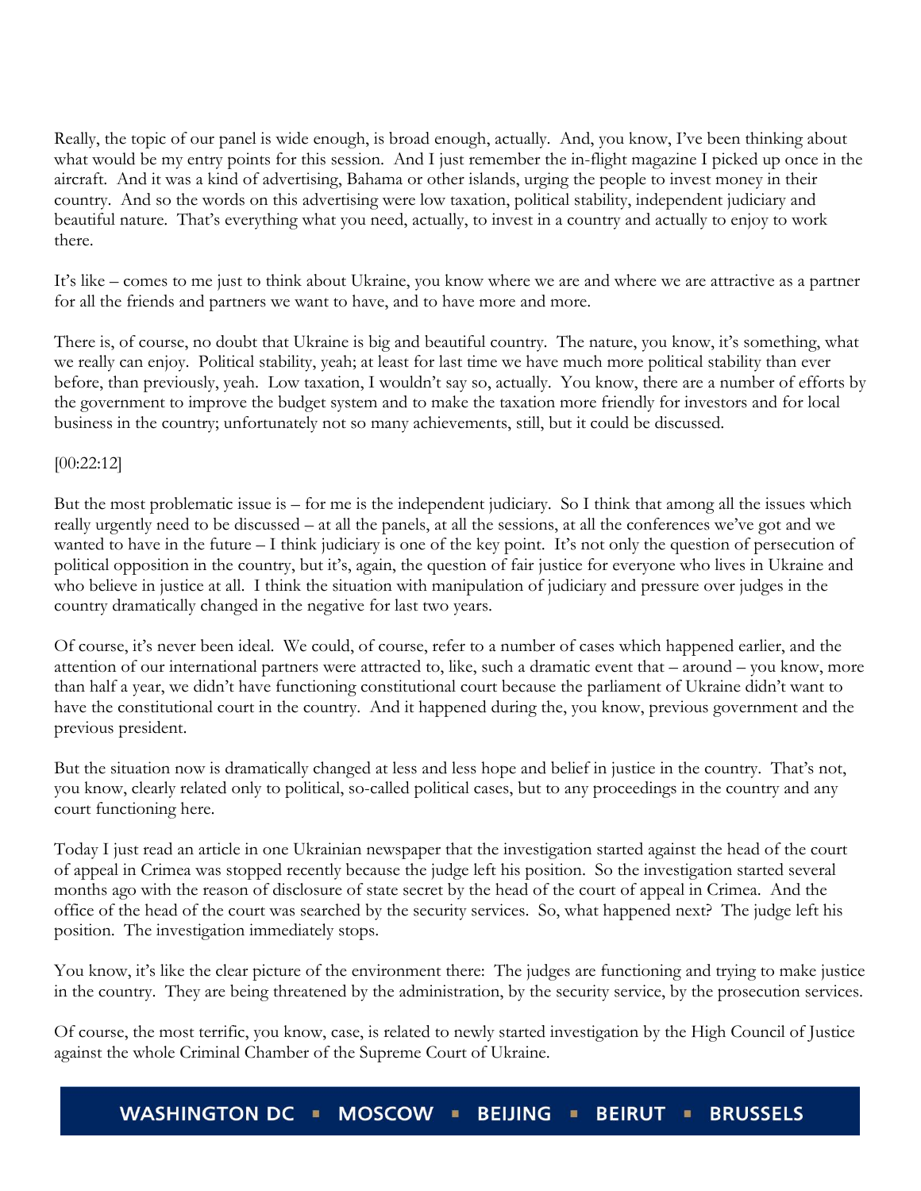Really, the topic of our panel is wide enough, is broad enough, actually. And, you know, I've been thinking about what would be my entry points for this session. And I just remember the in-flight magazine I picked up once in the aircraft. And it was a kind of advertising, Bahama or other islands, urging the people to invest money in their country. And so the words on this advertising were low taxation, political stability, independent judiciary and beautiful nature. That's everything what you need, actually, to invest in a country and actually to enjoy to work there.

It's like – comes to me just to think about Ukraine, you know where we are and where we are attractive as a partner for all the friends and partners we want to have, and to have more and more.

There is, of course, no doubt that Ukraine is big and beautiful country. The nature, you know, it's something, what we really can enjoy. Political stability, yeah; at least for last time we have much more political stability than ever before, than previously, yeah. Low taxation, I wouldn't say so, actually. You know, there are a number of efforts by the government to improve the budget system and to make the taxation more friendly for investors and for local business in the country; unfortunately not so many achievements, still, but it could be discussed.

[00:22:12]

But the most problematic issue is – for me is the independent judiciary. So I think that among all the issues which really urgently need to be discussed – at all the panels, at all the sessions, at all the conferences we've got and we wanted to have in the future – I think judiciary is one of the key point. It's not only the question of persecution of political opposition in the country, but it's, again, the question of fair justice for everyone who lives in Ukraine and who believe in justice at all. I think the situation with manipulation of judiciary and pressure over judges in the country dramatically changed in the negative for last two years.

Of course, it's never been ideal. We could, of course, refer to a number of cases which happened earlier, and the attention of our international partners were attracted to, like, such a dramatic event that – around – you know, more than half a year, we didn't have functioning constitutional court because the parliament of Ukraine didn't want to have the constitutional court in the country. And it happened during the, you know, previous government and the previous president.

But the situation now is dramatically changed at less and less hope and belief in justice in the country. That's not, you know, clearly related only to political, so-called political cases, but to any proceedings in the country and any court functioning here.

Today I just read an article in one Ukrainian newspaper that the investigation started against the head of the court of appeal in Crimea was stopped recently because the judge left his position. So the investigation started several months ago with the reason of disclosure of state secret by the head of the court of appeal in Crimea. And the office of the head of the court was searched by the security services. So, what happened next? The judge left his position. The investigation immediately stops.

You know, it's like the clear picture of the environment there: The judges are functioning and trying to make justice in the country. They are being threatened by the administration, by the security service, by the prosecution services.

Of course, the most terrific, you know, case, is related to newly started investigation by the High Council of Justice against the whole Criminal Chamber of the Supreme Court of Ukraine.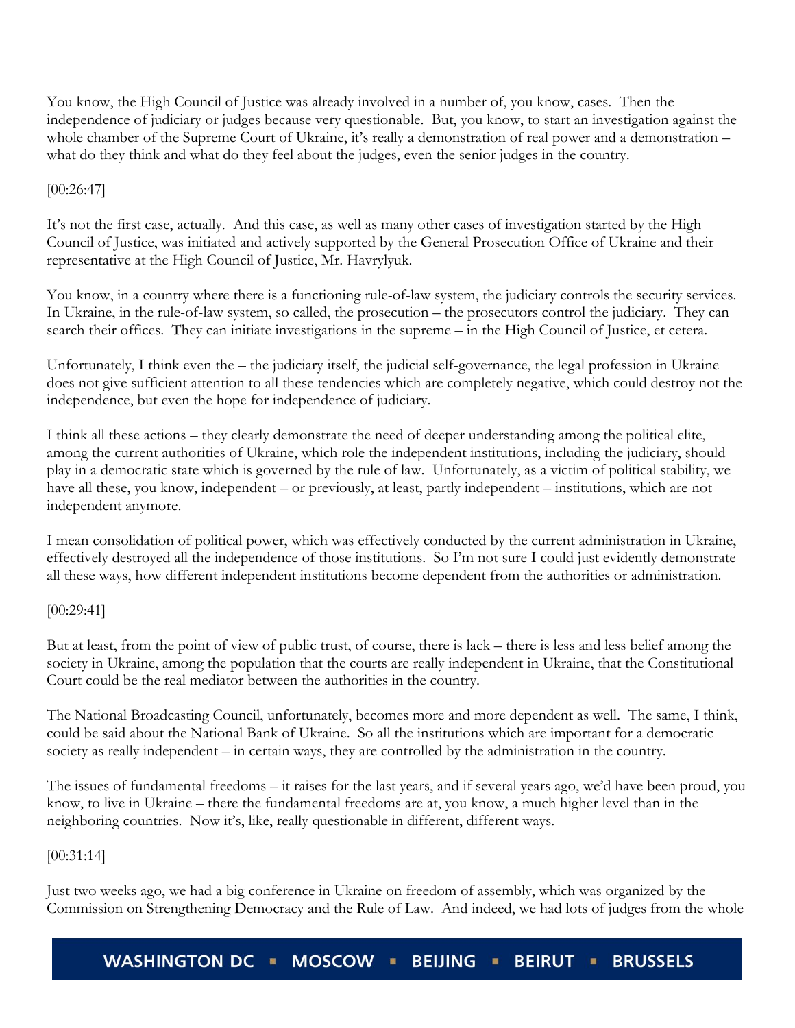You know, the High Council of Justice was already involved in a number of, you know, cases. Then the independence of judiciary or judges because very questionable. But, you know, to start an investigation against the whole chamber of the Supreme Court of Ukraine, it's really a demonstration of real power and a demonstration – what do they think and what do they feel about the judges, even the senior judges in the country.

[00:26:47]

It's not the first case, actually. And this case, as well as many other cases of investigation started by the High Council of Justice, was initiated and actively supported by the General Prosecution Office of Ukraine and their representative at the High Council of Justice, Mr. Havrylyuk.

You know, in a country where there is a functioning rule-of-law system, the judiciary controls the security services. In Ukraine, in the rule-of-law system, so called, the prosecution – the prosecutors control the judiciary. They can search their offices. They can initiate investigations in the supreme – in the High Council of Justice, et cetera.

Unfortunately, I think even the – the judiciary itself, the judicial self-governance, the legal profession in Ukraine does not give sufficient attention to all these tendencies which are completely negative, which could destroy not the independence, but even the hope for independence of judiciary.

I think all these actions – they clearly demonstrate the need of deeper understanding among the political elite, among the current authorities of Ukraine, which role the independent institutions, including the judiciary, should play in a democratic state which is governed by the rule of law. Unfortunately, as a victim of political stability, we have all these, you know, independent – or previously, at least, partly independent – institutions, which are not independent anymore.

I mean consolidation of political power, which was effectively conducted by the current administration in Ukraine, effectively destroyed all the independence of those institutions. So I'm not sure I could just evidently demonstrate all these ways, how different independent institutions become dependent from the authorities or administration.

[00:29:41]

But at least, from the point of view of public trust, of course, there is lack – there is less and less belief among the society in Ukraine, among the population that the courts are really independent in Ukraine, that the Constitutional Court could be the real mediator between the authorities in the country.

The National Broadcasting Council, unfortunately, becomes more and more dependent as well. The same, I think, could be said about the National Bank of Ukraine. So all the institutions which are important for a democratic society as really independent – in certain ways, they are controlled by the administration in the country.

The issues of fundamental freedoms – it raises for the last years, and if several years ago, we'd have been proud, you know, to live in Ukraine – there the fundamental freedoms are at, you know, a much higher level than in the neighboring countries. Now it's, like, really questionable in different, different ways.

[00:31:14]

Just two weeks ago, we had a big conference in Ukraine on freedom of assembly, which was organized by the Commission on Strengthening Democracy and the Rule of Law. And indeed, we had lots of judges from the whole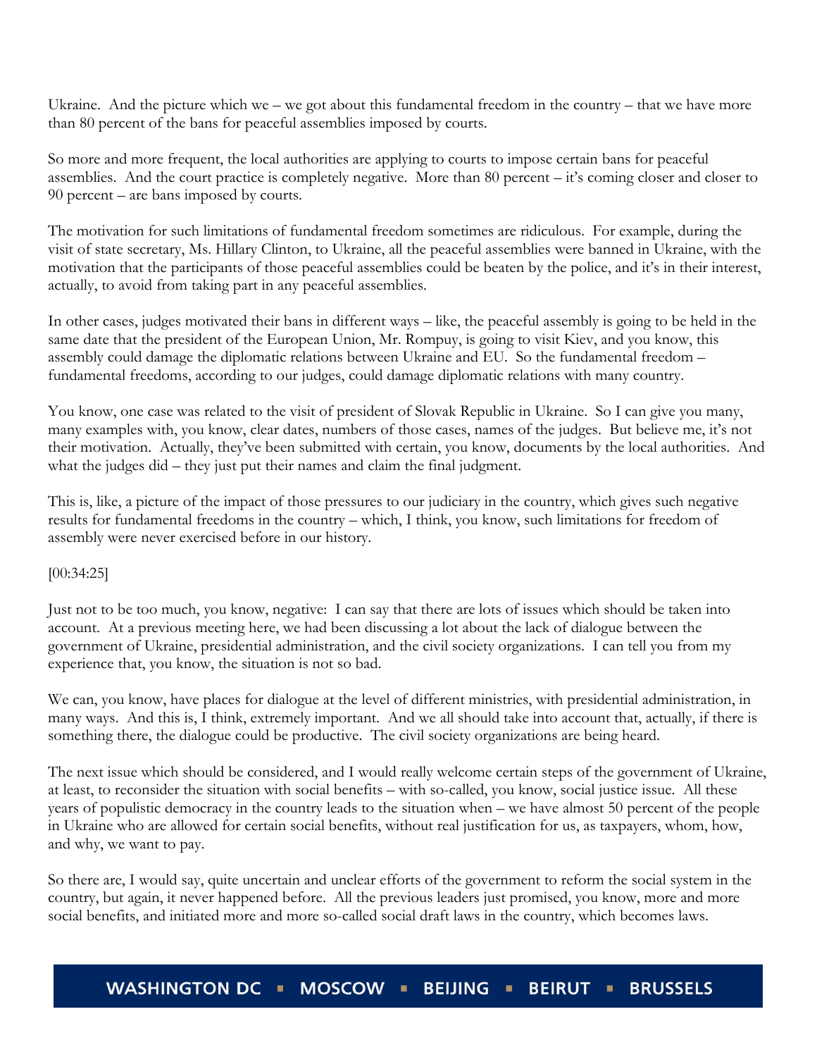Ukraine. And the picture which we – we got about this fundamental freedom in the country – that we have more than 80 percent of the bans for peaceful assemblies imposed by courts.

So more and more frequent, the local authorities are applying to courts to impose certain bans for peaceful assemblies. And the court practice is completely negative. More than 80 percent – it's coming closer and closer to 90 percent – are bans imposed by courts.

The motivation for such limitations of fundamental freedom sometimes are ridiculous. For example, during the visit of state secretary, Ms. Hillary Clinton, to Ukraine, all the peaceful assemblies were banned in Ukraine, with the motivation that the participants of those peaceful assemblies could be beaten by the police, and it's in their interest, actually, to avoid from taking part in any peaceful assemblies.

In other cases, judges motivated their bans in different ways – like, the peaceful assembly is going to be held in the same date that the president of the European Union, Mr. Rompuy, is going to visit Kiev, and you know, this assembly could damage the diplomatic relations between Ukraine and EU. So the fundamental freedom – fundamental freedoms, according to our judges, could damage diplomatic relations with many country.

You know, one case was related to the visit of president of Slovak Republic in Ukraine. So I can give you many, many examples with, you know, clear dates, numbers of those cases, names of the judges. But believe me, it's not their motivation. Actually, they've been submitted with certain, you know, documents by the local authorities. And what the judges did – they just put their names and claim the final judgment.

This is, like, a picture of the impact of those pressures to our judiciary in the country, which gives such negative results for fundamental freedoms in the country – which, I think, you know, such limitations for freedom of assembly were never exercised before in our history.

[00:34:25]

Just not to be too much, you know, negative: I can say that there are lots of issues which should be taken into account. At a previous meeting here, we had been discussing a lot about the lack of dialogue between the government of Ukraine, presidential administration, and the civil society organizations. I can tell you from my experience that, you know, the situation is not so bad.

We can, you know, have places for dialogue at the level of different ministries, with presidential administration, in many ways. And this is, I think, extremely important. And we all should take into account that, actually, if there is something there, the dialogue could be productive. The civil society organizations are being heard.

The next issue which should be considered, and I would really welcome certain steps of the government of Ukraine, at least, to reconsider the situation with social benefits – with so-called, you know, social justice issue. All these years of populistic democracy in the country leads to the situation when – we have almost 50 percent of the people in Ukraine who are allowed for certain social benefits, without real justification for us, as taxpayers, whom, how, and why, we want to pay.

So there are, I would say, quite uncertain and unclear efforts of the government to reform the social system in the country, but again, it never happened before. All the previous leaders just promised, you know, more and more social benefits, and initiated more and more so-called social draft laws in the country, which becomes laws.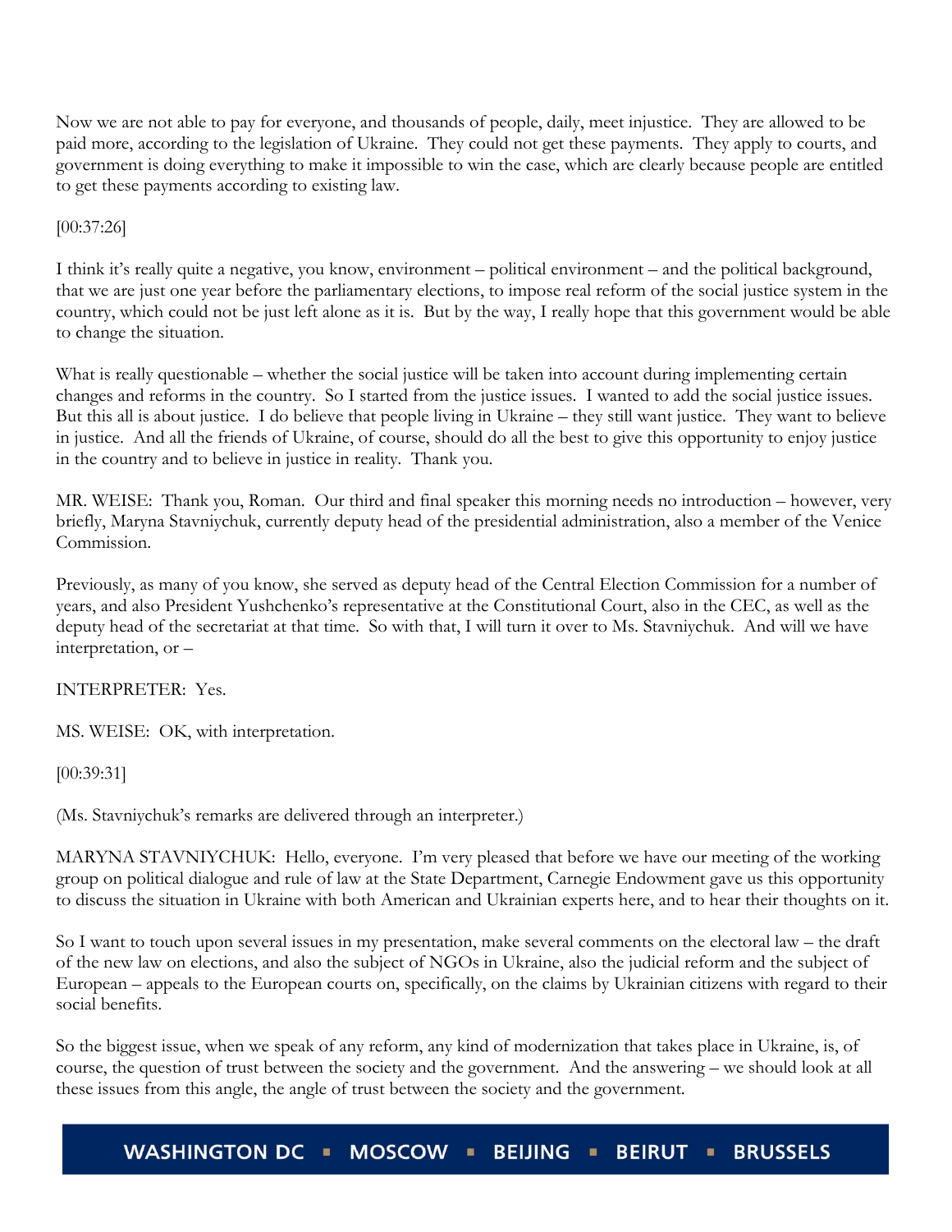Now we are not able to pay for everyone, and thousands of people, daily, meet injustice. They are allowed to be paid more, according to the legislation of Ukraine. They could not get these payments. They apply to courts, and government is doing everything to make it impossible to win the case, which are clearly because people are entitled to get these payments according to existing law.

[00:37:26]

I think it's really quite a negative, you know, environment – political environment – and the political background, that we are just one year before the parliamentary elections, to impose real reform of the social justice system in the country, which could not be just left alone as it is. But by the way, I really hope that this government would be able to change the situation.

What is really questionable – whether the social justice will be taken into account during implementing certain changes and reforms in the country. So I started from the justice issues. I wanted to add the social justice issues. But this all is about justice. I do believe that people living in Ukraine – they still want justice. They want to believe in justice. And all the friends of Ukraine, of course, should do all the best to give this opportunity to enjoy justice in the country and to believe in justice in reality. Thank you.

MR. WEISE: Thank you, Roman. Our third and final speaker this morning needs no introduction – however, very briefly, Maryna Stavniychuk, currently deputy head of the presidential administration, also a member of the Venice Commission.

Previously, as many of you know, she served as deputy head of the Central Election Commission for a number of years, and also President Yushchenko's representative at the Constitutional Court, also in the CEC, as well as the deputy head of the secretariat at that time. So with that, I will turn it over to Ms. Stavniychuk. And will we have interpretation, or –

INTERPRETER: Yes.

MS. WEISE: OK, with interpretation.

[00:39:31]

(Ms. Stavniychuk's remarks are delivered through an interpreter.)

MARYNA STAVNIYCHUK: Hello, everyone. I'm very pleased that before we have our meeting of the working group on political dialogue and rule of law at the State Department, Carnegie Endowment gave us this opportunity to discuss the situation in Ukraine with both American and Ukrainian experts here, and to hear their thoughts on it.

So I want to touch upon several issues in my presentation, make several comments on the electoral law – the draft of the new law on elections, and also the subject of NGOs in Ukraine, also the judicial reform and the subject of European – appeals to the European courts on, specifically, on the claims by Ukrainian citizens with regard to their social benefits.

So the biggest issue, when we speak of any reform, any kind of modernization that takes place in Ukraine, is, of course, the question of trust between the society and the government. And the answering – we should look at all these issues from this angle, the angle of trust between the society and the government.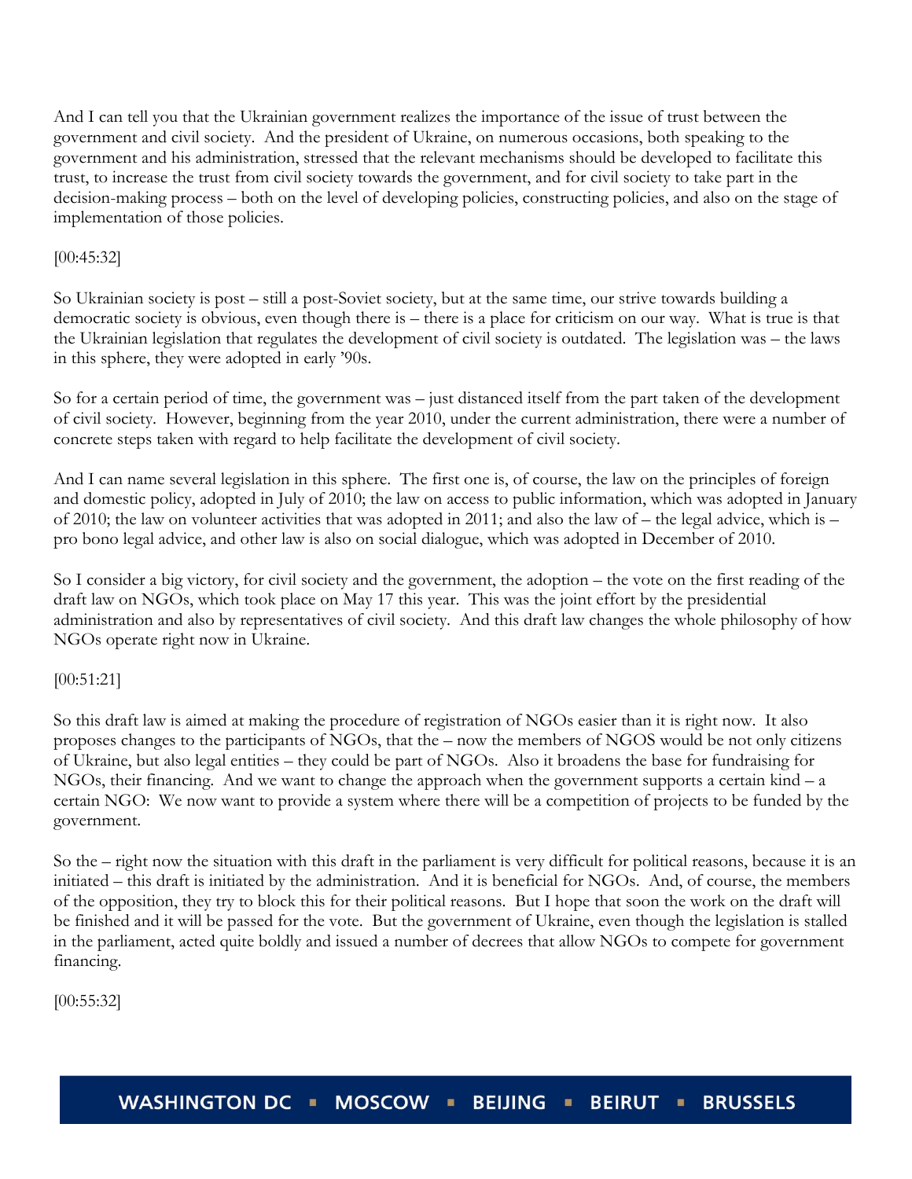And I can tell you that the Ukrainian government realizes the importance of the issue of trust between the government and civil society. And the president of Ukraine, on numerous occasions, both speaking to the government and his administration, stressed that the relevant mechanisms should be developed to facilitate this trust, to increase the trust from civil society towards the government, and for civil society to take part in the decision-making process – both on the level of developing policies, constructing policies, and also on the stage of implementation of those policies.

[00:45:32]

So Ukrainian society is post – still a post-Soviet society, but at the same time, our strive towards building a democratic society is obvious, even though there is – there is a place for criticism on our way. What is true is that the Ukrainian legislation that regulates the development of civil society is outdated. The legislation was – the laws in this sphere, they were adopted in early '90s.

So for a certain period of time, the government was – just distanced itself from the part taken of the development of civil society. However, beginning from the year 2010, under the current administration, there were a number of concrete steps taken with regard to help facilitate the development of civil society.

And I can name several legislation in this sphere. The first one is, of course, the law on the principles of foreign and domestic policy, adopted in July of 2010; the law on access to public information, which was adopted in January of 2010; the law on volunteer activities that was adopted in 2011; and also the law of – the legal advice, which is – pro bono legal advice, and other law is also on social dialogue, which was adopted in December of 2010.

So I consider a big victory, for civil society and the government, the adoption – the vote on the first reading of the draft law on NGOs, which took place on May 17 this year. This was the joint effort by the presidential administration and also by representatives of civil society. And this draft law changes the whole philosophy of how NGOs operate right now in Ukraine.

[00:51:21]

So this draft law is aimed at making the procedure of registration of NGOs easier than it is right now. It also proposes changes to the participants of NGOs, that the – now the members of NGOS would be not only citizens of Ukraine, but also legal entities – they could be part of NGOs. Also it broadens the base for fundraising for NGOs, their financing. And we want to change the approach when the government supports a certain kind – a certain NGO: We now want to provide a system where there will be a competition of projects to be funded by the government.

So the – right now the situation with this draft in the parliament is very difficult for political reasons, because it is an initiated – this draft is initiated by the administration. And it is beneficial for NGOs. And, of course, the members of the opposition, they try to block this for their political reasons. But I hope that soon the work on the draft will be finished and it will be passed for the vote. But the government of Ukraine, even though the legislation is stalled in the parliament, acted quite boldly and issued a number of decrees that allow NGOs to compete for government financing.

[00:55:32]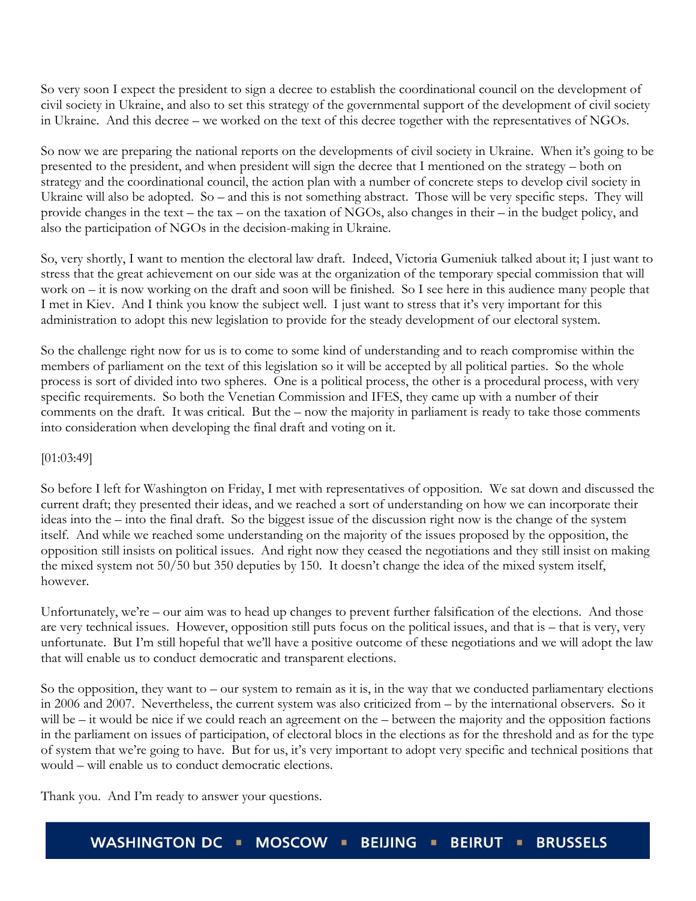So very soon I expect the president to sign a decree to establish the coordinational council on the development of civil society in Ukraine, and also to set this strategy of the governmental support of the development of civil society in Ukraine. And this decree – we worked on the text of this decree together with the representatives of NGOs.

So now we are preparing the national reports on the developments of civil society in Ukraine. When it's going to be presented to the president, and when president will sign the decree that I mentioned on the strategy – both on strategy and the coordinational council, the action plan with a number of concrete steps to develop civil society in Ukraine will also be adopted. So – and this is not something abstract. Those will be very specific steps. They will provide changes in the text – the tax – on the taxation of NGOs, also changes in their – in the budget policy, and also the participation of NGOs in the decision-making in Ukraine.

So, very shortly, I want to mention the electoral law draft. Indeed, Victoria Gumeniuk talked about it; I just want to stress that the great achievement on our side was at the organization of the temporary special commission that will work on – it is now working on the draft and soon will be finished. So I see here in this audience many people that I met in Kiev. And I think you know the subject well. I just want to stress that it's very important for this administration to adopt this new legislation to provide for the steady development of our electoral system.

So the challenge right now for us is to come to some kind of understanding and to reach compromise within the members of parliament on the text of this legislation so it will be accepted by all political parties. So the whole process is sort of divided into two spheres. One is a political process, the other is a procedural process, with very specific requirements. So both the Venetian Commission and IFES, they came up with a number of their comments on the draft. It was critical. But the – now the majority in parliament is ready to take those comments into consideration when developing the final draft and voting on it.

[01:03:49]

So before I left for Washington on Friday, I met with representatives of opposition. We sat down and discussed the current draft; they presented their ideas, and we reached a sort of understanding on how we can incorporate their ideas into the – into the final draft. So the biggest issue of the discussion right now is the change of the system itself. And while we reached some understanding on the majority of the issues proposed by the opposition, the opposition still insists on political issues. And right now they ceased the negotiations and they still insist on making the mixed system not 50/50 but 350 deputies by 150. It doesn't change the idea of the mixed system itself, however.

Unfortunately, we're – our aim was to head up changes to prevent further falsification of the elections. And those are very technical issues. However, opposition still puts focus on the political issues, and that is – that is very, very unfortunate. But I'm still hopeful that we'll have a positive outcome of these negotiations and we will adopt the law that will enable us to conduct democratic and transparent elections.

So the opposition, they want to – our system to remain as it is, in the way that we conducted parliamentary elections in 2006 and 2007. Nevertheless, the current system was also criticized from – by the international observers. So it will be – it would be nice if we could reach an agreement on the – between the majority and the opposition factions in the parliament on issues of participation, of electoral blocs in the elections as for the threshold and as for the type of system that we're going to have. But for us, it's very important to adopt very specific and technical positions that would – will enable us to conduct democratic elections.

Thank you. And I'm ready to answer your questions.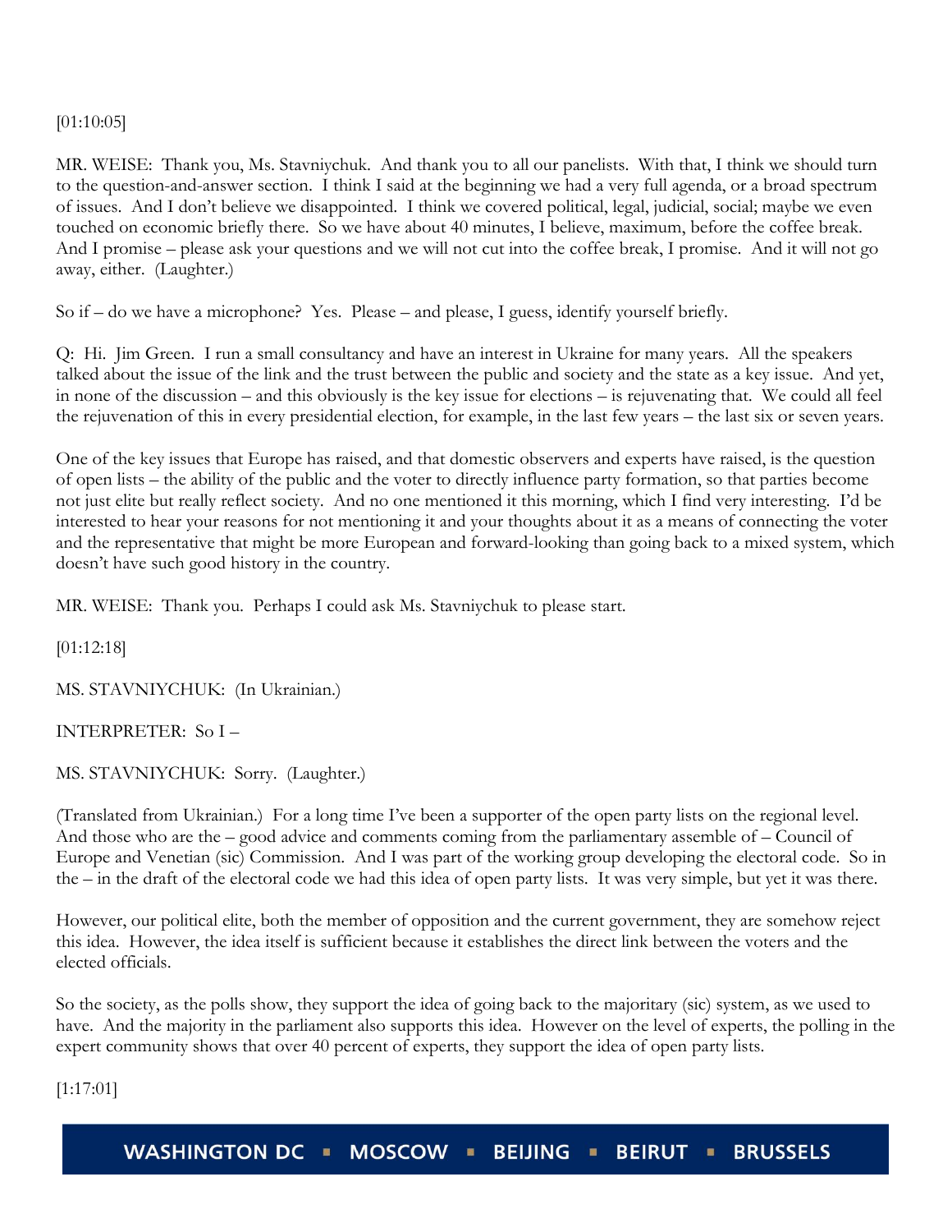[01:10:05]

MR. WEISE: Thank you, Ms. Stavniychuk. And thank you to all our panelists. With that, I think we should turn to the question-and-answer section. I think I said at the beginning we had a very full agenda, or a broad spectrum of issues. And I don't believe we disappointed. I think we covered political, legal, judicial, social; maybe we even touched on economic briefly there. So we have about 40 minutes, I believe, maximum, before the coffee break. And I promise – please ask your questions and we will not cut into the coffee break, I promise. And it will not go away, either. (Laughter.)

So if – do we have a microphone? Yes. Please – and please, I guess, identify yourself briefly.

Q: Hi. Jim Green. I run a small consultancy and have an interest in Ukraine for many years. All the speakers talked about the issue of the link and the trust between the public and society and the state as a key issue. And yet, in none of the discussion – and this obviously is the key issue for elections – is rejuvenating that. We could all feel the rejuvenation of this in every presidential election, for example, in the last few years – the last six or seven years.

One of the key issues that Europe has raised, and that domestic observers and experts have raised, is the question of open lists – the ability of the public and the voter to directly influence party formation, so that parties become not just elite but really reflect society. And no one mentioned it this morning, which I find very interesting. I'd be interested to hear your reasons for not mentioning it and your thoughts about it as a means of connecting the voter and the representative that might be more European and forward-looking than going back to a mixed system, which doesn't have such good history in the country.

MR. WEISE: Thank you. Perhaps I could ask Ms. Stavniychuk to please start.

[01:12:18]

MS. STAVNIYCHUK: (In Ukrainian.)

INTERPRETER: So I –

MS. STAVNIYCHUK: Sorry. (Laughter.)

(Translated from Ukrainian.) For a long time I've been a supporter of the open party lists on the regional level. And those who are the – good advice and comments coming from the parliamentary assemble of – Council of Europe and Venetian (sic) Commission. And I was part of the working group developing the electoral code. So in the – in the draft of the electoral code we had this idea of open party lists. It was very simple, but yet it was there.

However, our political elite, both the member of opposition and the current government, they are somehow reject this idea. However, the idea itself is sufficient because it establishes the direct link between the voters and the elected officials.

So the society, as the polls show, they support the idea of going back to the majoritary (sic) system, as we used to have. And the majority in the parliament also supports this idea. However on the level of experts, the polling in the expert community shows that over 40 percent of experts, they support the idea of open party lists.

[1:17:01]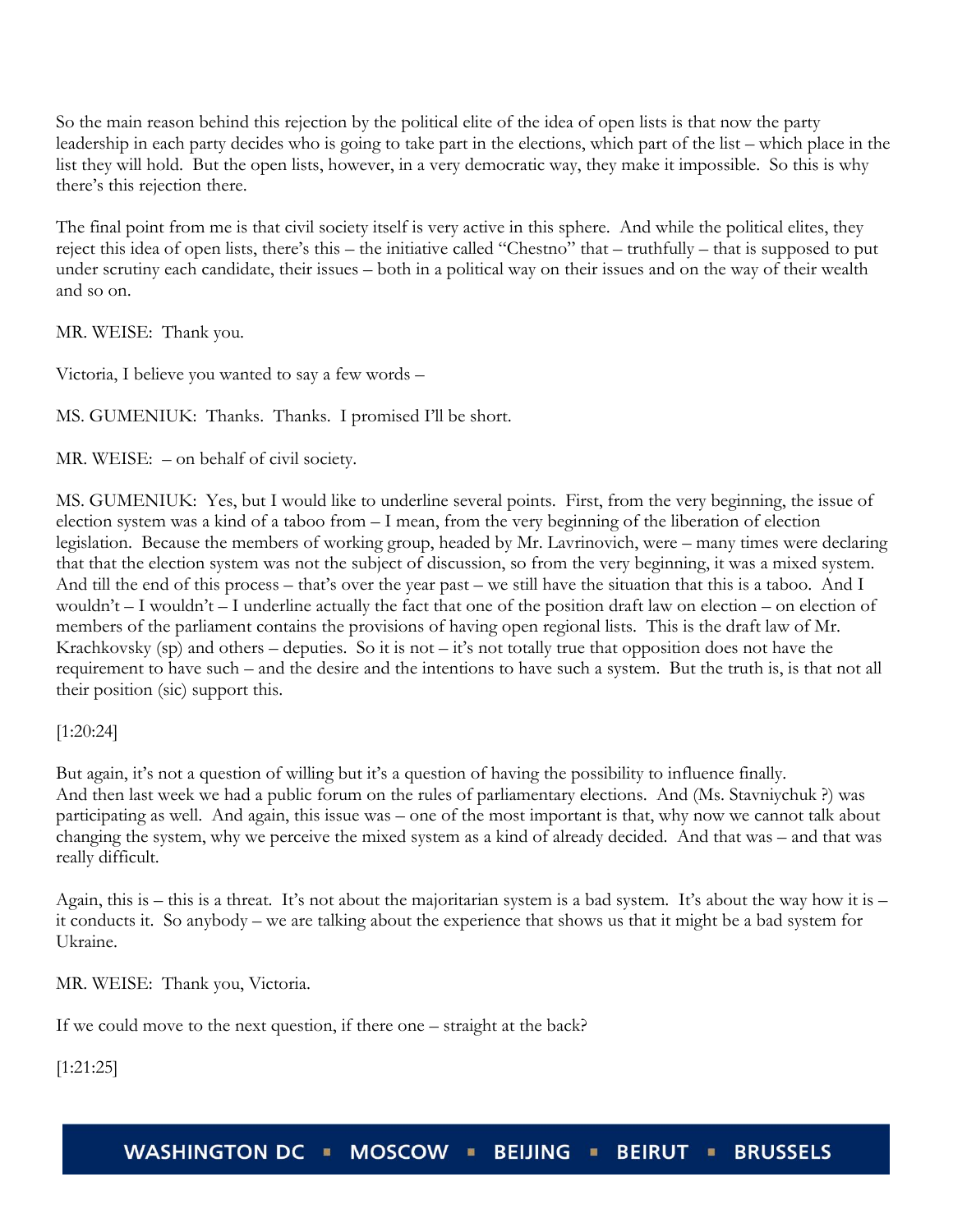So the main reason behind this rejection by the political elite of the idea of open lists is that now the party leadership in each party decides who is going to take part in the elections, which part of the list – which place in the list they will hold. But the open lists, however, in a very democratic way, they make it impossible. So this is why there's this rejection there.

The final point from me is that civil society itself is very active in this sphere. And while the political elites, they reject this idea of open lists, there's this – the initiative called "Chestno" that – truthfully – that is supposed to put under scrutiny each candidate, their issues – both in a political way on their issues and on the way of their wealth and so on.

MR. WEISE: Thank you.

Victoria, I believe you wanted to say a few words –

MS. GUMENIUK: Thanks. Thanks. I promised I'll be short.

MR. WEISE: – on behalf of civil society.

MS. GUMENIUK: Yes, but I would like to underline several points. First, from the very beginning, the issue of election system was a kind of a taboo from – I mean, from the very beginning of the liberation of election legislation. Because the members of working group, headed by Mr. Lavrinovich, were – many times were declaring that that the election system was not the subject of discussion, so from the very beginning, it was a mixed system. And till the end of this process – that's over the year past – we still have the situation that this is a taboo. And I wouldn't – I wouldn't – I underline actually the fact that one of the position draft law on election – on election of members of the parliament contains the provisions of having open regional lists. This is the draft law of Mr. Krachkovsky (sp) and others – deputies. So it is not – it's not totally true that opposition does not have the requirement to have such – and the desire and the intentions to have such a system. But the truth is, is that not all their position (sic) support this.

[1:20:24]

But again, it's not a question of willing but it's a question of having the possibility to influence finally. And then last week we had a public forum on the rules of parliamentary elections. And (Ms. Stavniychuk ?) was participating as well. And again, this issue was – one of the most important is that, why now we cannot talk about changing the system, why we perceive the mixed system as a kind of already decided. And that was – and that was really difficult.

Again, this is – this is a threat. It's not about the majoritarian system is a bad system. It's about the way how it is – it conducts it. So anybody – we are talking about the experience that shows us that it might be a bad system for Ukraine.

MR. WEISE: Thank you, Victoria.

If we could move to the next question, if there one – straight at the back?

[1:21:25]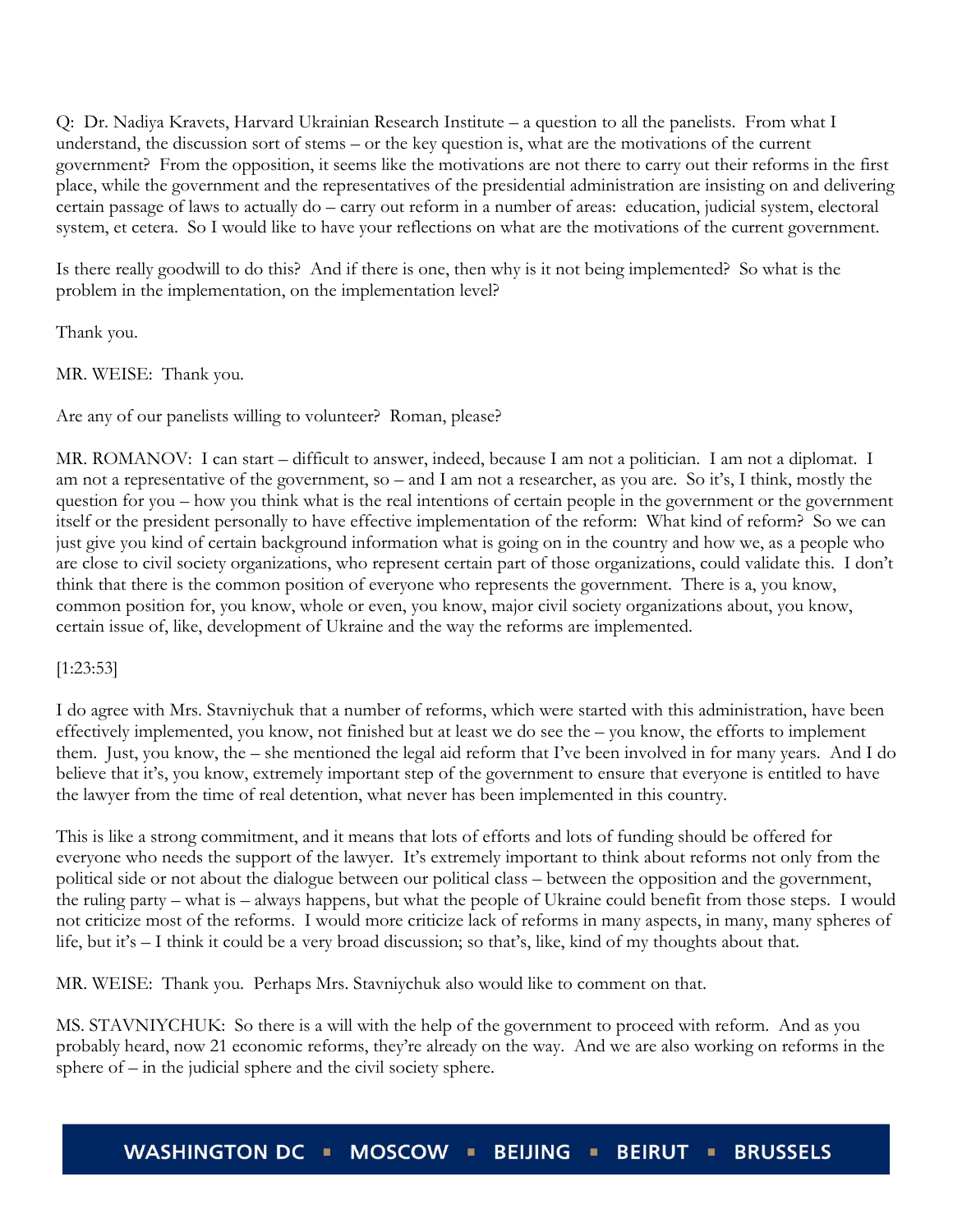Q: Dr. Nadiya Kravets, Harvard Ukrainian Research Institute – a question to all the panelists. From what I understand, the discussion sort of stems – or the key question is, what are the motivations of the current government? From the opposition, it seems like the motivations are not there to carry out their reforms in the first place, while the government and the representatives of the presidential administration are insisting on and delivering certain passage of laws to actually do – carry out reform in a number of areas: education, judicial system, electoral system, et cetera. So I would like to have your reflections on what are the motivations of the current government.

Is there really goodwill to do this? And if there is one, then why is it not being implemented? So what is the problem in the implementation, on the implementation level?

Thank you.

MR. WEISE: Thank you.

Are any of our panelists willing to volunteer? Roman, please?

MR. ROMANOV: I can start – difficult to answer, indeed, because I am not a politician. I am not a diplomat. I am not a representative of the government, so – and I am not a researcher, as you are. So it's, I think, mostly the question for you – how you think what is the real intentions of certain people in the government or the government itself or the president personally to have effective implementation of the reform: What kind of reform? So we can just give you kind of certain background information what is going on in the country and how we, as a people who are close to civil society organizations, who represent certain part of those organizations, could validate this. I don't think that there is the common position of everyone who represents the government. There is a, you know, common position for, you know, whole or even, you know, major civil society organizations about, you know, certain issue of, like, development of Ukraine and the way the reforms are implemented.

[1:23:53]

I do agree with Mrs. Stavniychuk that a number of reforms, which were started with this administration, have been effectively implemented, you know, not finished but at least we do see the – you know, the efforts to implement them. Just, you know, the – she mentioned the legal aid reform that I've been involved in for many years. And I do believe that it's, you know, extremely important step of the government to ensure that everyone is entitled to have the lawyer from the time of real detention, what never has been implemented in this country.

This is like a strong commitment, and it means that lots of efforts and lots of funding should be offered for everyone who needs the support of the lawyer. It's extremely important to think about reforms not only from the political side or not about the dialogue between our political class – between the opposition and the government, the ruling party – what is – always happens, but what the people of Ukraine could benefit from those steps. I would not criticize most of the reforms. I would more criticize lack of reforms in many aspects, in many, many spheres of life, but it's – I think it could be a very broad discussion; so that's, like, kind of my thoughts about that.

MR. WEISE: Thank you. Perhaps Mrs. Stavniychuk also would like to comment on that.

MS. STAVNIYCHUK: So there is a will with the help of the government to proceed with reform. And as you probably heard, now 21 economic reforms, they're already on the way. And we are also working on reforms in the sphere of – in the judicial sphere and the civil society sphere.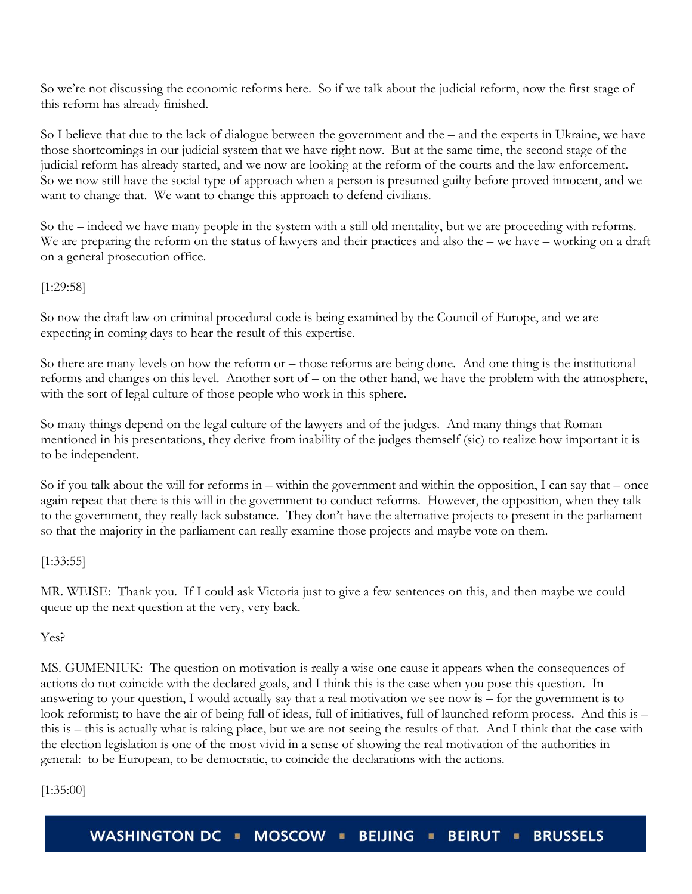So we're not discussing the economic reforms here. So if we talk about the judicial reform, now the first stage of this reform has already finished.

So I believe that due to the lack of dialogue between the government and the – and the experts in Ukraine, we have those shortcomings in our judicial system that we have right now. But at the same time, the second stage of the judicial reform has already started, and we now are looking at the reform of the courts and the law enforcement. So we now still have the social type of approach when a person is presumed guilty before proved innocent, and we want to change that. We want to change this approach to defend civilians.

So the – indeed we have many people in the system with a still old mentality, but we are proceeding with reforms. We are preparing the reform on the status of lawyers and their practices and also the – we have – working on a draft on a general prosecution office.

[1:29:58]

So now the draft law on criminal procedural code is being examined by the Council of Europe, and we are expecting in coming days to hear the result of this expertise.

So there are many levels on how the reform or – those reforms are being done. And one thing is the institutional reforms and changes on this level. Another sort of – on the other hand, we have the problem with the atmosphere, with the sort of legal culture of those people who work in this sphere.

So many things depend on the legal culture of the lawyers and of the judges. And many things that Roman mentioned in his presentations, they derive from inability of the judges themself (sic) to realize how important it is to be independent.

So if you talk about the will for reforms in – within the government and within the opposition, I can say that – once again repeat that there is this will in the government to conduct reforms. However, the opposition, when they talk to the government, they really lack substance. They don't have the alternative projects to present in the parliament so that the majority in the parliament can really examine those projects and maybe vote on them.

[1:33:55]

MR. WEISE: Thank you. If I could ask Victoria just to give a few sentences on this, and then maybe we could queue up the next question at the very, very back.

Yes?

MS. GUMENIUK: The question on motivation is really a wise one cause it appears when the consequences of actions do not coincide with the declared goals, and I think this is the case when you pose this question. In answering to your question, I would actually say that a real motivation we see now is – for the government is to look reformist; to have the air of being full of ideas, full of initiatives, full of launched reform process. And this is – this is – this is actually what is taking place, but we are not seeing the results of that. And I think that the case with the election legislation is one of the most vivid in a sense of showing the real motivation of the authorities in general: to be European, to be democratic, to coincide the declarations with the actions.

[1:35:00]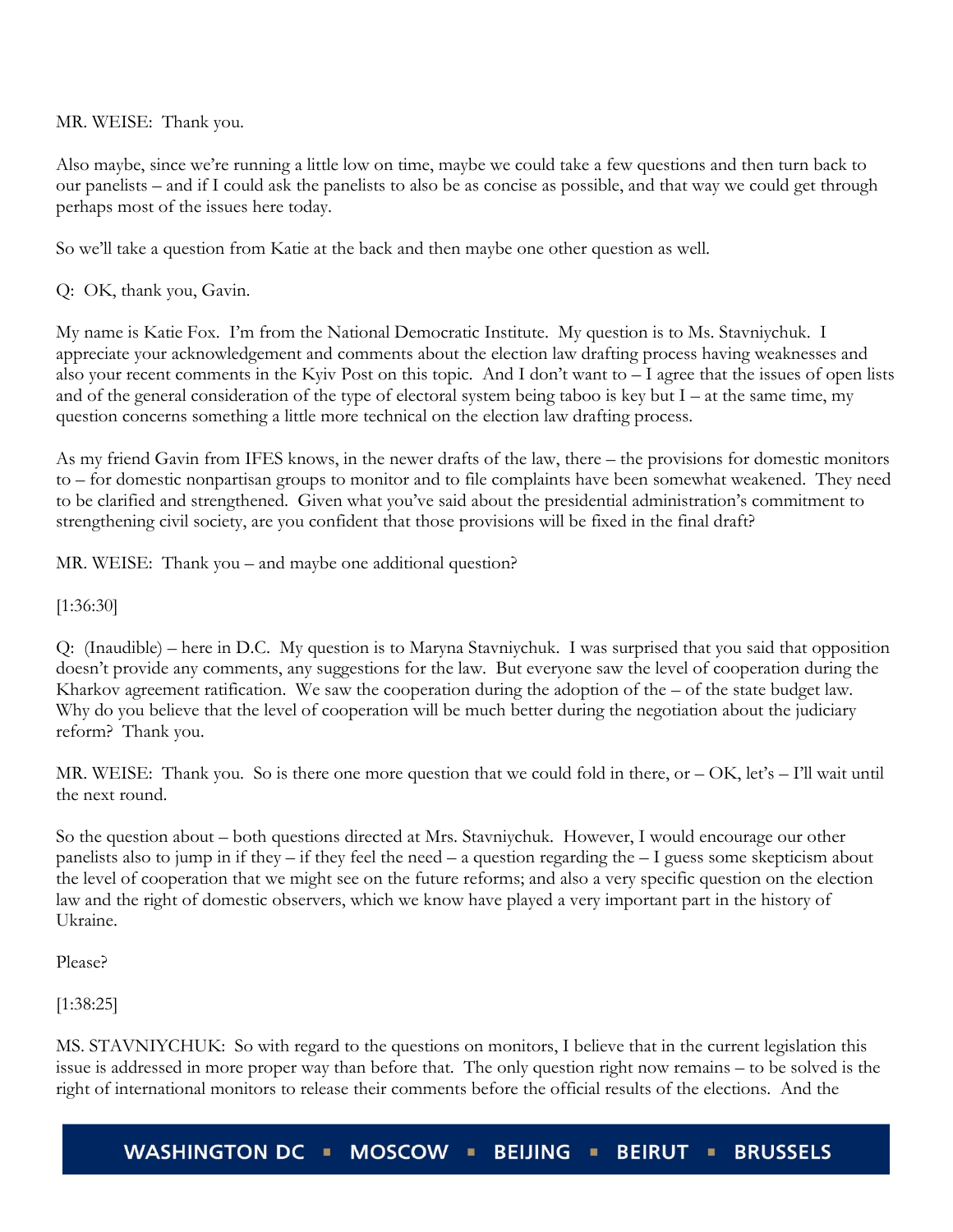MR. WEISE: Thank you.

Also maybe, since we're running a little low on time, maybe we could take a few questions and then turn back to our panelists – and if I could ask the panelists to also be as concise as possible, and that way we could get through perhaps most of the issues here today.

So we'll take a question from Katie at the back and then maybe one other question as well.

Q: OK, thank you, Gavin.

My name is Katie Fox. I'm from the National Democratic Institute. My question is to Ms. Stavniychuk. I appreciate your acknowledgement and comments about the election law drafting process having weaknesses and also your recent comments in the Kyiv Post on this topic. And I don't want to – I agree that the issues of open lists and of the general consideration of the type of electoral system being taboo is key but I – at the same time, my question concerns something a little more technical on the election law drafting process.

As my friend Gavin from IFES knows, in the newer drafts of the law, there – the provisions for domestic monitors to – for domestic nonpartisan groups to monitor and to file complaints have been somewhat weakened. They need to be clarified and strengthened. Given what you've said about the presidential administration's commitment to strengthening civil society, are you confident that those provisions will be fixed in the final draft?

MR. WEISE: Thank you – and maybe one additional question?

[1:36:30]

Q: (Inaudible) – here in D.C. My question is to Maryna Stavniychuk. I was surprised that you said that opposition doesn't provide any comments, any suggestions for the law. But everyone saw the level of cooperation during the Kharkov agreement ratification. We saw the cooperation during the adoption of the – of the state budget law. Why do you believe that the level of cooperation will be much better during the negotiation about the judiciary reform? Thank you.

MR. WEISE: Thank you. So is there one more question that we could fold in there, or – OK, let's – I'll wait until the next round.

So the question about – both questions directed at Mrs. Stavniychuk. However, I would encourage our other panelists also to jump in if they – if they feel the need – a question regarding the – I guess some skepticism about the level of cooperation that we might see on the future reforms; and also a very specific question on the election law and the right of domestic observers, which we know have played a very important part in the history of Ukraine.

Please?

[1:38:25]

MS. STAVNIYCHUK: So with regard to the questions on monitors, I believe that in the current legislation this issue is addressed in more proper way than before that. The only question right now remains – to be solved is the right of international monitors to release their comments before the official results of the elections. And the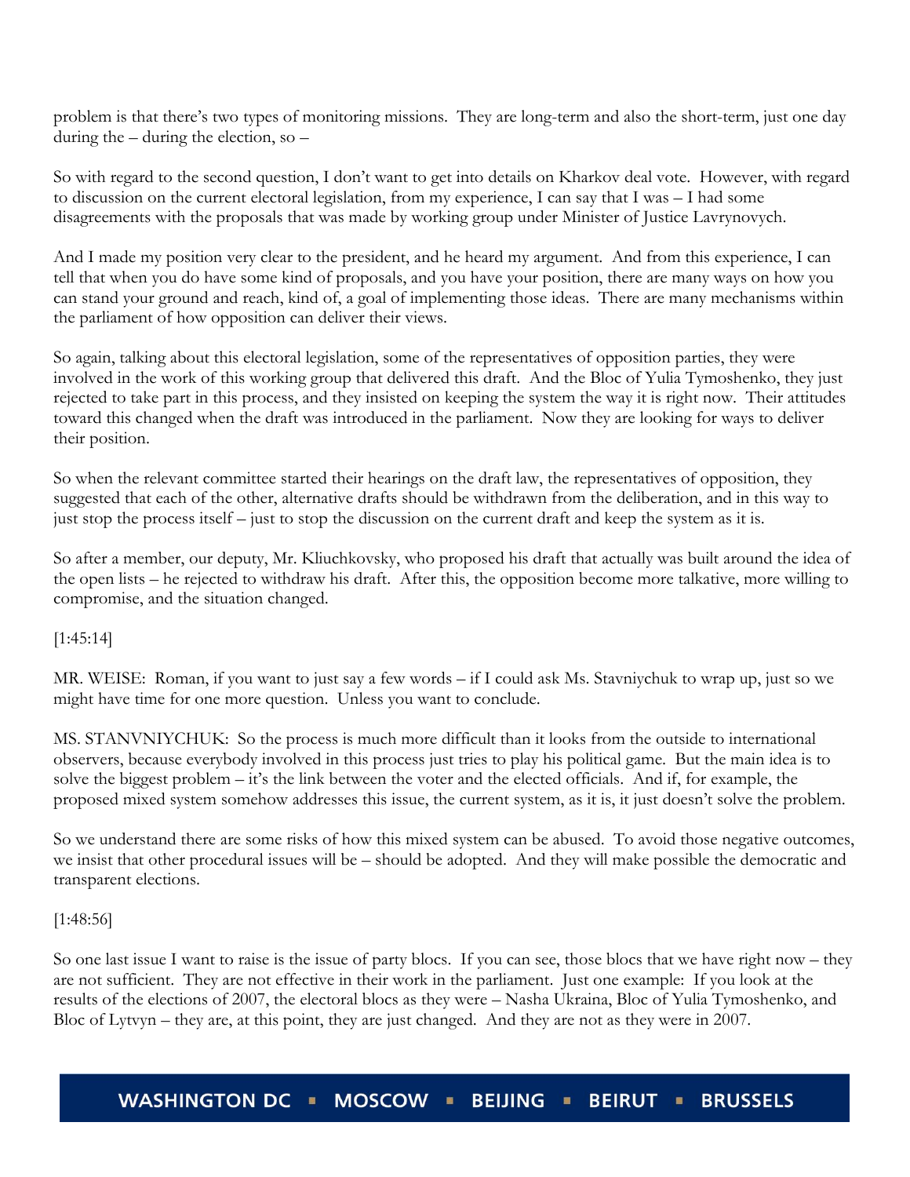problem is that there's two types of monitoring missions. They are long-term and also the short-term, just one day during the – during the election, so –

So with regard to the second question, I don't want to get into details on Kharkov deal vote. However, with regard to discussion on the current electoral legislation, from my experience, I can say that I was – I had some disagreements with the proposals that was made by working group under Minister of Justice Lavrynovych.

And I made my position very clear to the president, and he heard my argument. And from this experience, I can tell that when you do have some kind of proposals, and you have your position, there are many ways on how you can stand your ground and reach, kind of, a goal of implementing those ideas. There are many mechanisms within the parliament of how opposition can deliver their views.

So again, talking about this electoral legislation, some of the representatives of opposition parties, they were involved in the work of this working group that delivered this draft. And the Bloc of Yulia Tymoshenko, they just rejected to take part in this process, and they insisted on keeping the system the way it is right now. Their attitudes toward this changed when the draft was introduced in the parliament. Now they are looking for ways to deliver their position.

So when the relevant committee started their hearings on the draft law, the representatives of opposition, they suggested that each of the other, alternative drafts should be withdrawn from the deliberation, and in this way to just stop the process itself – just to stop the discussion on the current draft and keep the system as it is.

So after a member, our deputy, Mr. Kliuchkovsky, who proposed his draft that actually was built around the idea of the open lists – he rejected to withdraw his draft. After this, the opposition become more talkative, more willing to compromise, and the situation changed.

[1:45:14]

MR. WEISE: Roman, if you want to just say a few words – if I could ask Ms. Stavniychuk to wrap up, just so we might have time for one more question. Unless you want to conclude.

MS. STANVNIYCHUK: So the process is much more difficult than it looks from the outside to international observers, because everybody involved in this process just tries to play his political game. But the main idea is to solve the biggest problem – it's the link between the voter and the elected officials. And if, for example, the proposed mixed system somehow addresses this issue, the current system, as it is, it just doesn't solve the problem.

So we understand there are some risks of how this mixed system can be abused. To avoid those negative outcomes, we insist that other procedural issues will be – should be adopted. And they will make possible the democratic and transparent elections.

[1:48:56]

So one last issue I want to raise is the issue of party blocs. If you can see, those blocs that we have right now – they are not sufficient. They are not effective in their work in the parliament. Just one example: If you look at the results of the elections of 2007, the electoral blocs as they were – Nasha Ukraina, Bloc of Yulia Tymoshenko, and Bloc of Lytvyn – they are, at this point, they are just changed. And they are not as they were in 2007.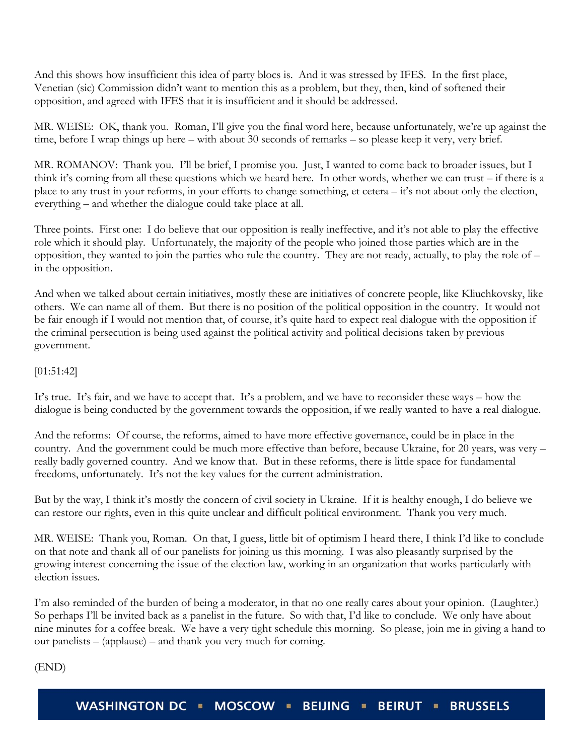And this shows how insufficient this idea of party blocs is. And it was stressed by IFES. In the first place, Venetian (sic) Commission didn't want to mention this as a problem, but they, then, kind of softened their opposition, and agreed with IFES that it is insufficient and it should be addressed.

MR. WEISE: OK, thank you. Roman, I'll give you the final word here, because unfortunately, we're up against the time, before I wrap things up here – with about 30 seconds of remarks – so please keep it very, very brief.

MR. ROMANOV: Thank you. I'll be brief, I promise you. Just, I wanted to come back to broader issues, but I think it's coming from all these questions which we heard here. In other words, whether we can trust – if there is a place to any trust in your reforms, in your efforts to change something, et cetera – it's not about only the election, everything – and whether the dialogue could take place at all.

Three points. First one: I do believe that our opposition is really ineffective, and it's not able to play the effective role which it should play. Unfortunately, the majority of the people who joined those parties which are in the opposition, they wanted to join the parties who rule the country. They are not ready, actually, to play the role of – in the opposition.

And when we talked about certain initiatives, mostly these are initiatives of concrete people, like Kliuchkovsky, like others. We can name all of them. But there is no position of the political opposition in the country. It would not be fair enough if I would not mention that, of course, it's quite hard to expect real dialogue with the opposition if the criminal persecution is being used against the political activity and political decisions taken by previous government.

[01:51:42]

It's true. It's fair, and we have to accept that. It's a problem, and we have to reconsider these ways – how the dialogue is being conducted by the government towards the opposition, if we really wanted to have a real dialogue.

And the reforms: Of course, the reforms, aimed to have more effective governance, could be in place in the country. And the government could be much more effective than before, because Ukraine, for 20 years, was very – really badly governed country. And we know that. But in these reforms, there is little space for fundamental freedoms, unfortunately. It's not the key values for the current administration.

But by the way, I think it's mostly the concern of civil society in Ukraine. If it is healthy enough, I do believe we can restore our rights, even in this quite unclear and difficult political environment. Thank you very much.

MR. WEISE: Thank you, Roman. On that, I guess, little bit of optimism I heard there, I think I'd like to conclude on that note and thank all of our panelists for joining us this morning. I was also pleasantly surprised by the growing interest concerning the issue of the election law, working in an organization that works particularly with election issues.

I'm also reminded of the burden of being a moderator, in that no one really cares about your opinion. (Laughter.) So perhaps I'll be invited back as a panelist in the future. So with that, I'd like to conclude. We only have about nine minutes for a coffee break. We have a very tight schedule this morning. So please, join me in giving a hand to our panelists – (applause) – and thank you very much for coming.

(END)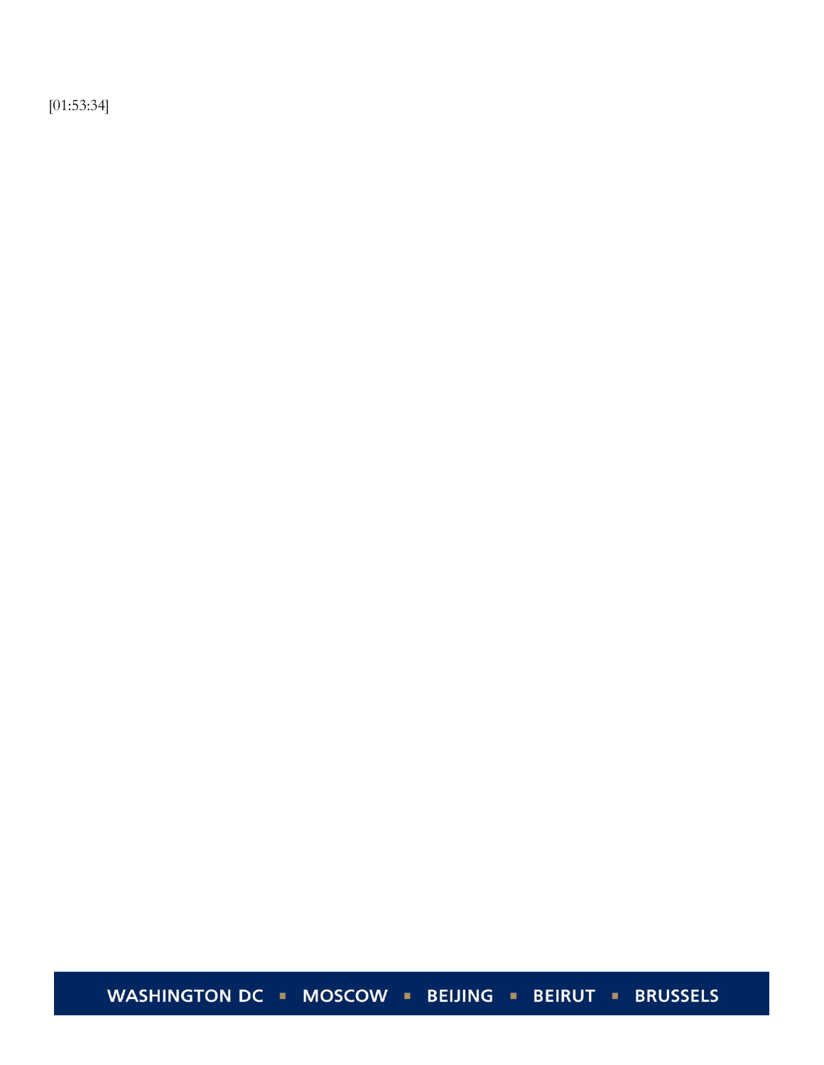[01:53:34]